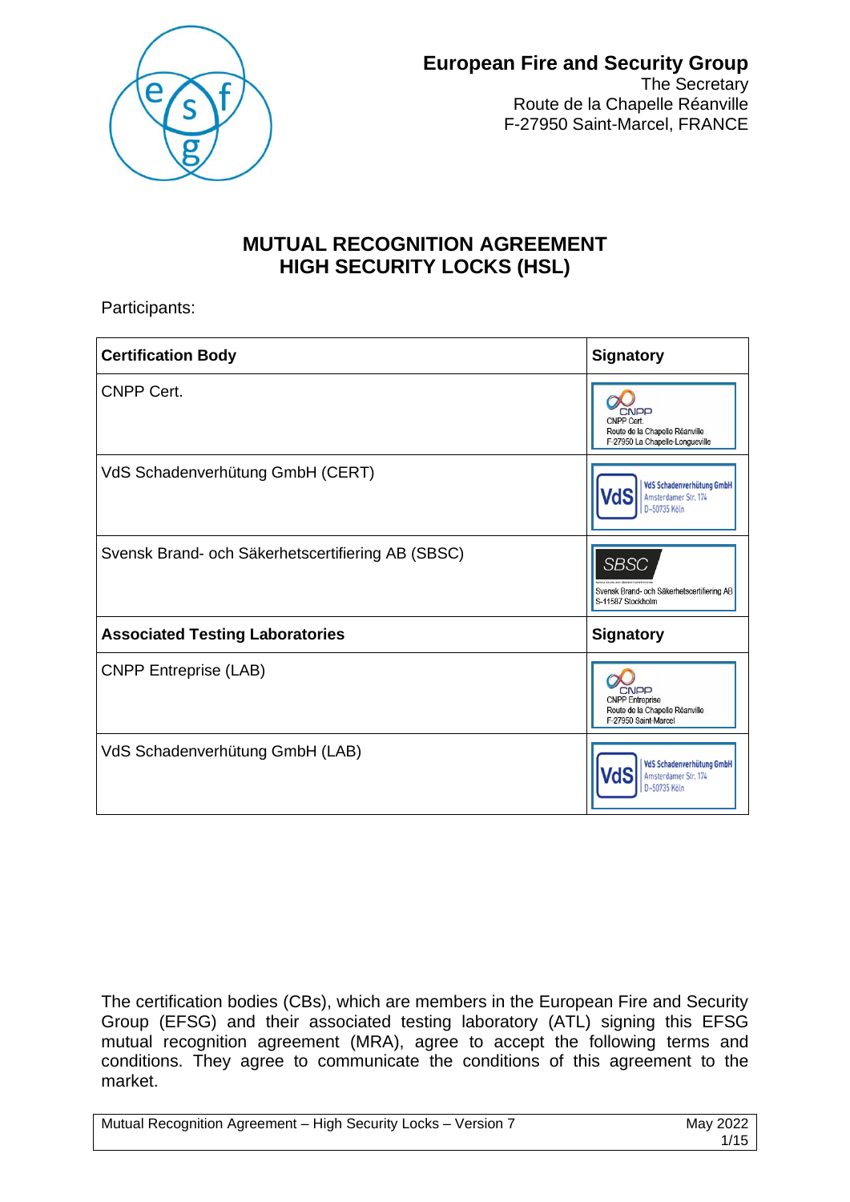**European Fire and Security Group**
The Secretary
Route de la Chapelle Réanville
F-27950 Saint-Marcel, FRANCE

# MUTUAL RECOGNITION AGREEMENT
# HIGH SECURITY LOCKS (HSL)

Participants:

| Certification Body | Signatory |
|---|---|
| CNPP Cert. | CNPP Cert. Route de la Chapelle Réanville F-27950 La Chapelle-Longueville |
| VdS Schadenverhütung GmbH (CERT) | VdS Schadenverhütung GmbH Amsterdamer Str. 174 D-50735 Köln |
| Svensk Brand- och Säkerhetscertifiering AB (SBSC) | SBSC Svensk Brand- och Säkerhetscertifiering AB S-11587 Stockholm |
| **Associated Testing Laboratories** | **Signatory** |
| CNPP Entreprise (LAB) | CNPP Entreprise Route de la Chapelle Réanville F-27950 Saint-Marcel |
| VdS Schadenverhütung GmbH (LAB) | VdS Schadenverhütung GmbH Amsterdamer Str. 174 D-50735 Köln |

The certification bodies (CBs), which are members in the European Fire and Security Group (EFSG) and their associated testing laboratory (ATL) signing this EFSG mutual recognition agreement (MRA), agree to accept the following terms and conditions. They agree to communicate the conditions of this agreement to the market.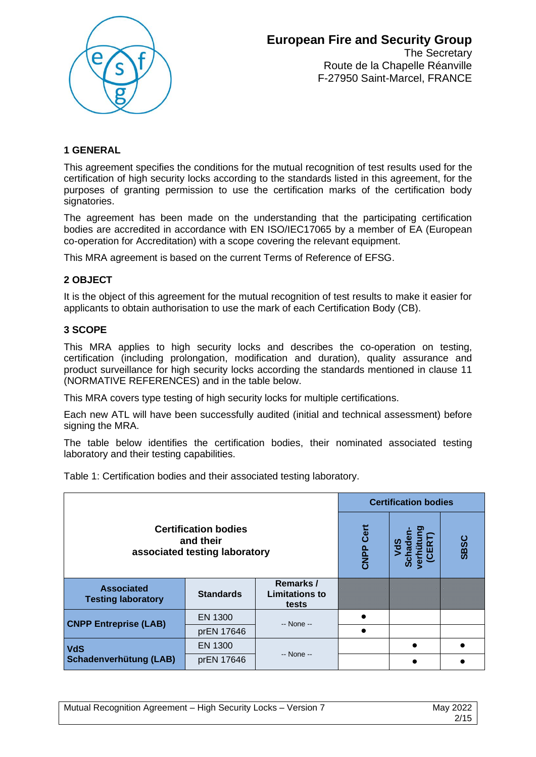**European Fire and Security Group**
The Secretary
Route de la Chapelle Réanville
F-27950 Saint-Marcel, FRANCE

## 1 GENERAL

This agreement specifies the conditions for the mutual recognition of test results used for the certification of high security locks according to the standards listed in this agreement, for the purposes of granting permission to use the certification marks of the certification body signatories.

The agreement has been made on the understanding that the participating certification bodies are accredited in accordance with EN ISO/IEC17065 by a member of EA (European co-operation for Accreditation) with a scope covering the relevant equipment.

This MRA agreement is based on the current Terms of Reference of EFSG.

## 2 OBJECT

It is the object of this agreement for the mutual recognition of test results to make it easier for applicants to obtain authorisation to use the mark of each Certification Body (CB).

## 3 SCOPE

This MRA applies to high security locks and describes the co-operation on testing, certification (including prolongation, modification and duration), quality assurance and product surveillance for high security locks according the standards mentioned in clause 11 (NORMATIVE REFERENCES) and in the table below.

This MRA covers type testing of high security locks for multiple certifications.

Each new ATL will have been successfully audited (initial and technical assessment) before signing the MRA.

The table below identifies the certification bodies, their nominated associated testing laboratory and their testing capabilities.

Table 1: Certification bodies and their associated testing laboratory.

| Certification bodies and their associated testing laboratory | | | Certification bodies | | |
|---|---|---|---|---|---|
| | | | CNPP Cert | VdS Schadenverhütung (CERT) | SBSC |
| **Associated Testing laboratory** | **Standards** | **Remarks / Limitations to tests** | | | |
| **CNPP Entreprise (LAB)** | EN 1300 | -- None -- | ● | | |
| | prEN 17646 | | ● | | |
| **VdS Schadenverhütung (LAB)** | EN 1300 | -- None -- | | ● | ● |
| | prEN 17646 | | | ● | ● |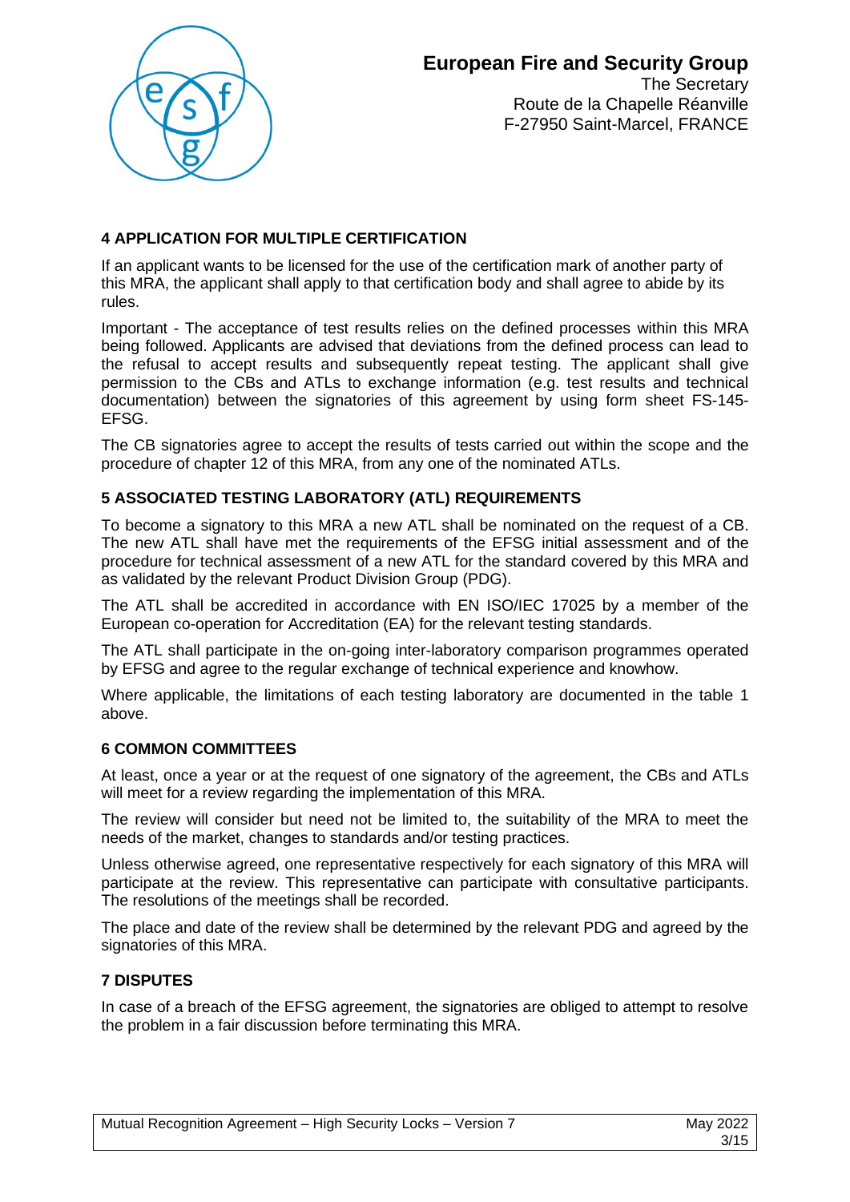## 4 APPLICATION FOR MULTIPLE CERTIFICATION

If an applicant wants to be licensed for the use of the certification mark of another party of this MRA, the applicant shall apply to that certification body and shall agree to abide by its rules.

Important - The acceptance of test results relies on the defined processes within this MRA being followed. Applicants are advised that deviations from the defined process can lead to the refusal to accept results and subsequently repeat testing. The applicant shall give permission to the CBs and ATLs to exchange information (e.g. test results and technical documentation) between the signatories of this agreement by using form sheet FS-145-EFSG.

The CB signatories agree to accept the results of tests carried out within the scope and the procedure of chapter 12 of this MRA, from any one of the nominated ATLs.

## 5 ASSOCIATED TESTING LABORATORY (ATL) REQUIREMENTS

To become a signatory to this MRA a new ATL shall be nominated on the request of a CB. The new ATL shall have met the requirements of the EFSG initial assessment and of the procedure for technical assessment of a new ATL for the standard covered by this MRA and as validated by the relevant Product Division Group (PDG).

The ATL shall be accredited in accordance with EN ISO/IEC 17025 by a member of the European co-operation for Accreditation (EA) for the relevant testing standards.

The ATL shall participate in the on-going inter-laboratory comparison programmes operated by EFSG and agree to the regular exchange of technical experience and knowhow.

Where applicable, the limitations of each testing laboratory are documented in the table 1 above.

## 6 COMMON COMMITTEES

At least, once a year or at the request of one signatory of the agreement, the CBs and ATLs will meet for a review regarding the implementation of this MRA.

The review will consider but need not be limited to, the suitability of the MRA to meet the needs of the market, changes to standards and/or testing practices.

Unless otherwise agreed, one representative respectively for each signatory of this MRA will participate at the review. This representative can participate with consultative participants. The resolutions of the meetings shall be recorded.

The place and date of the review shall be determined by the relevant PDG and agreed by the signatories of this MRA.

## 7 DISPUTES

In case of a breach of the EFSG agreement, the signatories are obliged to attempt to resolve the problem in a fair discussion before terminating this MRA.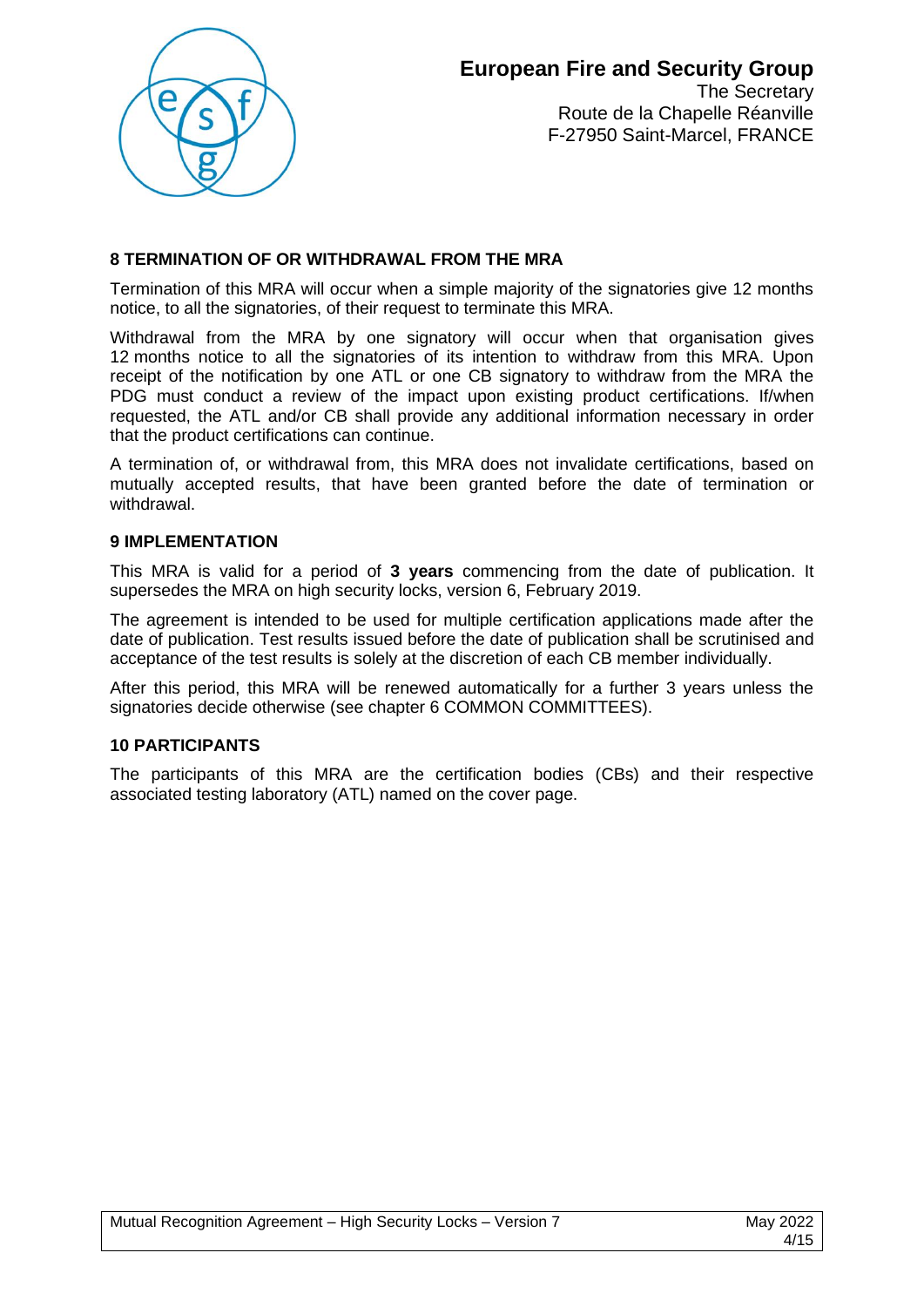## 8 TERMINATION OF OR WITHDRAWAL FROM THE MRA

Termination of this MRA will occur when a simple majority of the signatories give 12 months notice, to all the signatories, of their request to terminate this MRA.

Withdrawal from the MRA by one signatory will occur when that organisation gives 12 months notice to all the signatories of its intention to withdraw from this MRA. Upon receipt of the notification by one ATL or one CB signatory to withdraw from the MRA the PDG must conduct a review of the impact upon existing product certifications. If/when requested, the ATL and/or CB shall provide any additional information necessary in order that the product certifications can continue.

A termination of, or withdrawal from, this MRA does not invalidate certifications, based on mutually accepted results, that have been granted before the date of termination or withdrawal.

## 9 IMPLEMENTATION

This MRA is valid for a period of **3 years** commencing from the date of publication. It supersedes the MRA on high security locks, version 6, February 2019.

The agreement is intended to be used for multiple certification applications made after the date of publication. Test results issued before the date of publication shall be scrutinised and acceptance of the test results is solely at the discretion of each CB member individually.

After this period, this MRA will be renewed automatically for a further 3 years unless the signatories decide otherwise (see chapter 6 COMMON COMMITTEES).

## 10 PARTICIPANTS

The participants of this MRA are the certification bodies (CBs) and their respective associated testing laboratory (ATL) named on the cover page.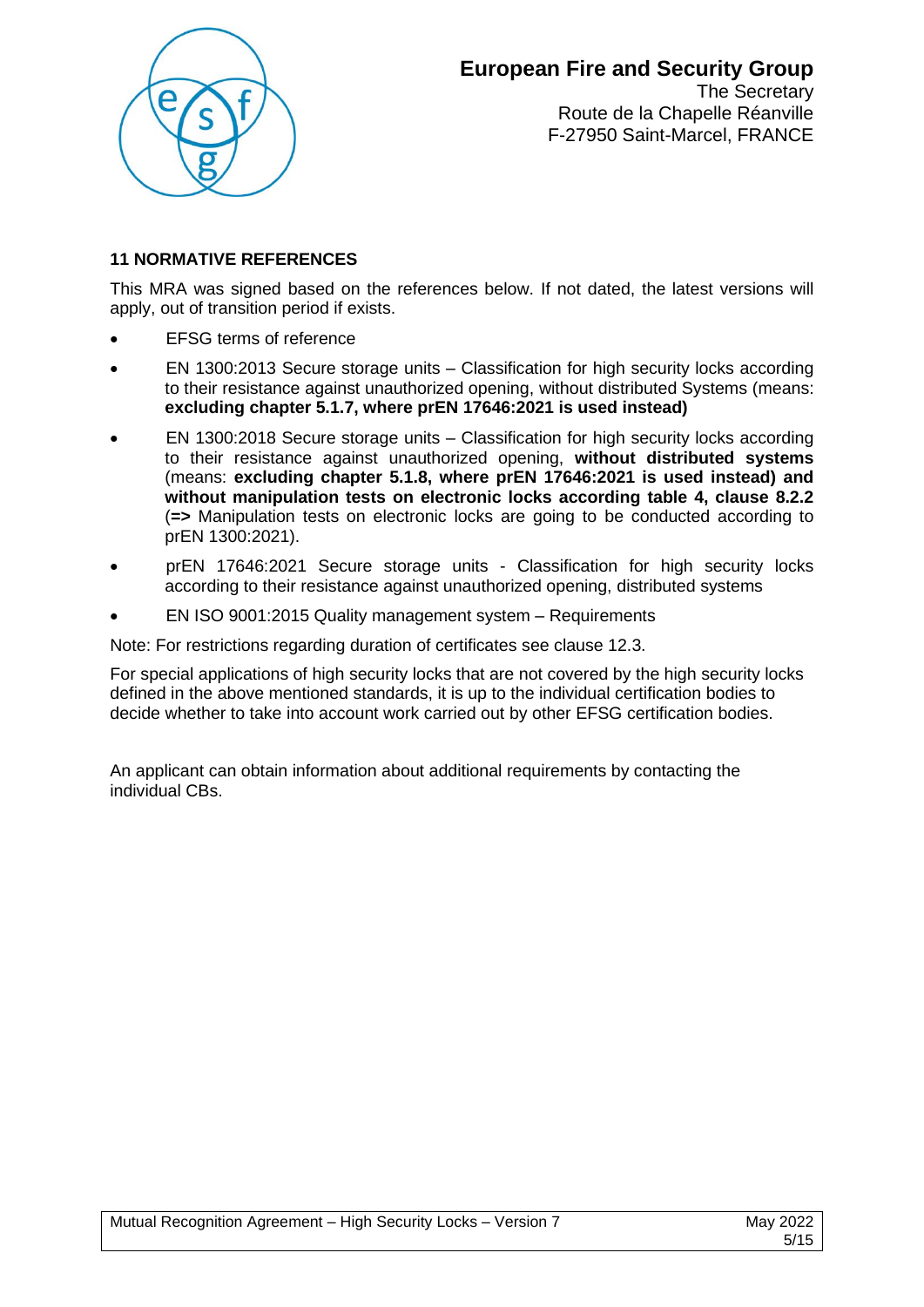## 11 NORMATIVE REFERENCES

This MRA was signed based on the references below. If not dated, the latest versions will apply, out of transition period if exists.

- EFSG terms of reference
- EN 1300:2013 Secure storage units – Classification for high security locks according to their resistance against unauthorized opening, without distributed Systems (means: **excluding chapter 5.1.7, where prEN 17646:2021 is used instead)**
- EN 1300:2018 Secure storage units – Classification for high security locks according to their resistance against unauthorized opening, **without distributed systems** (means: **excluding chapter 5.1.8, where prEN 17646:2021 is used instead) and without manipulation tests on electronic locks according table 4, clause 8.2.2** (**=>** Manipulation tests on electronic locks are going to be conducted according to prEN 1300:2021).
- prEN 17646:2021 Secure storage units - Classification for high security locks according to their resistance against unauthorized opening, distributed systems
- EN ISO 9001:2015 Quality management system – Requirements

Note: For restrictions regarding duration of certificates see clause 12.3.

For special applications of high security locks that are not covered by the high security locks defined in the above mentioned standards, it is up to the individual certification bodies to decide whether to take into account work carried out by other EFSG certification bodies.

An applicant can obtain information about additional requirements by contacting the individual CBs.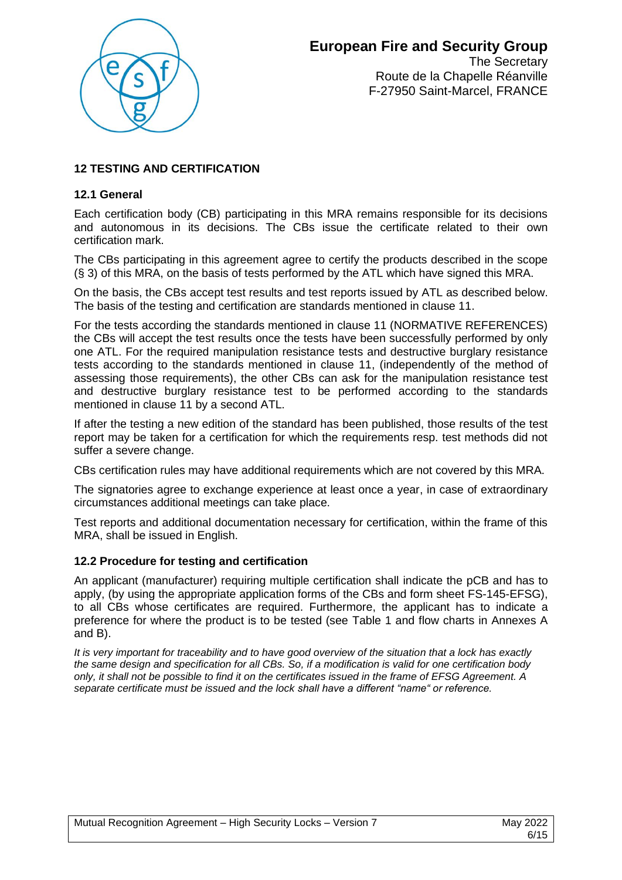## 12 TESTING AND CERTIFICATION

### 12.1 General

Each certification body (CB) participating in this MRA remains responsible for its decisions and autonomous in its decisions. The CBs issue the certificate related to their own certification mark.

The CBs participating in this agreement agree to certify the products described in the scope (§ 3) of this MRA, on the basis of tests performed by the ATL which have signed this MRA.

On the basis, the CBs accept test results and test reports issued by ATL as described below. The basis of the testing and certification are standards mentioned in clause 11.

For the tests according the standards mentioned in clause 11 (NORMATIVE REFERENCES) the CBs will accept the test results once the tests have been successfully performed by only one ATL. For the required manipulation resistance tests and destructive burglary resistance tests according to the standards mentioned in clause 11, (independently of the method of assessing those requirements), the other CBs can ask for the manipulation resistance test and destructive burglary resistance test to be performed according to the standards mentioned in clause 11 by a second ATL.

If after the testing a new edition of the standard has been published, those results of the test report may be taken for a certification for which the requirements resp. test methods did not suffer a severe change.

CBs certification rules may have additional requirements which are not covered by this MRA.

The signatories agree to exchange experience at least once a year, in case of extraordinary circumstances additional meetings can take place.

Test reports and additional documentation necessary for certification, within the frame of this MRA, shall be issued in English.

### 12.2 Procedure for testing and certification

An applicant (manufacturer) requiring multiple certification shall indicate the pCB and has to apply, (by using the appropriate application forms of the CBs and form sheet FS-145-EFSG), to all CBs whose certificates are required. Furthermore, the applicant has to indicate a preference for where the product is to be tested (see Table 1 and flow charts in Annexes A and B).

*It is very important for traceability and to have good overview of the situation that a lock has exactly the same design and specification for all CBs. So, if a modification is valid for one certification body only, it shall not be possible to find it on the certificates issued in the frame of EFSG Agreement. A separate certificate must be issued and the lock shall have a different "name" or reference.*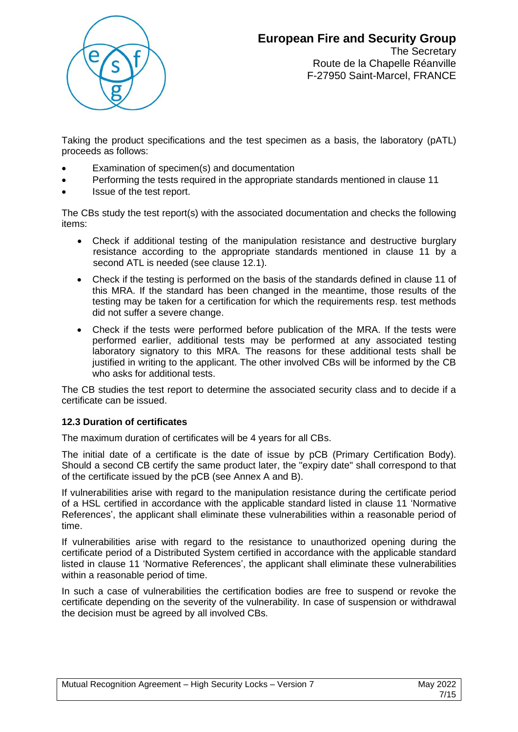Taking the product specifications and the test specimen as a basis, the laboratory (pATL) proceeds as follows:

- Examination of specimen(s) and documentation
- Performing the tests required in the appropriate standards mentioned in clause 11
- Issue of the test report.

The CBs study the test report(s) with the associated documentation and checks the following items:

- Check if additional testing of the manipulation resistance and destructive burglary resistance according to the appropriate standards mentioned in clause 11 by a second ATL is needed (see clause 12.1).
- Check if the testing is performed on the basis of the standards defined in clause 11 of this MRA. If the standard has been changed in the meantime, those results of the testing may be taken for a certification for which the requirements resp. test methods did not suffer a severe change.
- Check if the tests were performed before publication of the MRA. If the tests were performed earlier, additional tests may be performed at any associated testing laboratory signatory to this MRA. The reasons for these additional tests shall be justified in writing to the applicant. The other involved CBs will be informed by the CB who asks for additional tests.

The CB studies the test report to determine the associated security class and to decide if a certificate can be issued.

### 12.3 Duration of certificates

The maximum duration of certificates will be 4 years for all CBs.

The initial date of a certificate is the date of issue by pCB (Primary Certification Body). Should a second CB certify the same product later, the "expiry date" shall correspond to that of the certificate issued by the pCB (see Annex A and B).

If vulnerabilities arise with regard to the manipulation resistance during the certificate period of a HSL certified in accordance with the applicable standard listed in clause 11 'Normative References', the applicant shall eliminate these vulnerabilities within a reasonable period of time.

If vulnerabilities arise with regard to the resistance to unauthorized opening during the certificate period of a Distributed System certified in accordance with the applicable standard listed in clause 11 'Normative References', the applicant shall eliminate these vulnerabilities within a reasonable period of time.

In such a case of vulnerabilities the certification bodies are free to suspend or revoke the certificate depending on the severity of the vulnerability. In case of suspension or withdrawal the decision must be agreed by all involved CBs.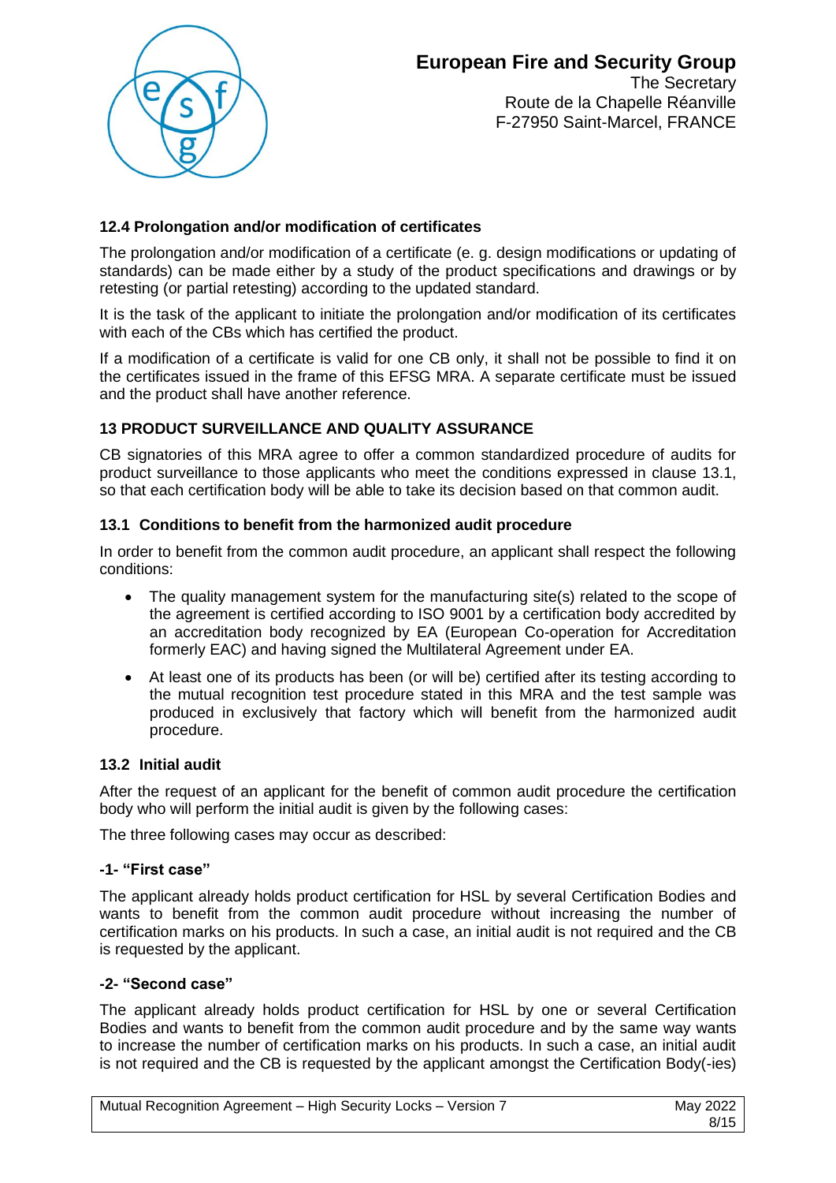## 12.4 Prolongation and/or modification of certificates

The prolongation and/or modification of a certificate (e. g. design modifications or updating of standards) can be made either by a study of the product specifications and drawings or by retesting (or partial retesting) according to the updated standard.

It is the task of the applicant to initiate the prolongation and/or modification of its certificates with each of the CBs which has certified the product.

If a modification of a certificate is valid for one CB only, it shall not be possible to find it on the certificates issued in the frame of this EFSG MRA. A separate certificate must be issued and the product shall have another reference.

## 13 PRODUCT SURVEILLANCE AND QUALITY ASSURANCE

CB signatories of this MRA agree to offer a common standardized procedure of audits for product surveillance to those applicants who meet the conditions expressed in clause 13.1, so that each certification body will be able to take its decision based on that common audit.

### 13.1 Conditions to benefit from the harmonized audit procedure

In order to benefit from the common audit procedure, an applicant shall respect the following conditions:

- The quality management system for the manufacturing site(s) related to the scope of the agreement is certified according to ISO 9001 by a certification body accredited by an accreditation body recognized by EA (European Co-operation for Accreditation formerly EAC) and having signed the Multilateral Agreement under EA.
- At least one of its products has been (or will be) certified after its testing according to the mutual recognition test procedure stated in this MRA and the test sample was produced in exclusively that factory which will benefit from the harmonized audit procedure.

### 13.2 Initial audit

After the request of an applicant for the benefit of common audit procedure the certification body who will perform the initial audit is given by the following cases:

The three following cases may occur as described:

#### -1- "First case"

The applicant already holds product certification for HSL by several Certification Bodies and wants to benefit from the common audit procedure without increasing the number of certification marks on his products. In such a case, an initial audit is not required and the CB is requested by the applicant.

#### -2- "Second case"

The applicant already holds product certification for HSL by one or several Certification Bodies and wants to benefit from the common audit procedure and by the same way wants to increase the number of certification marks on his products. In such a case, an initial audit is not required and the CB is requested by the applicant amongst the Certification Body(-ies)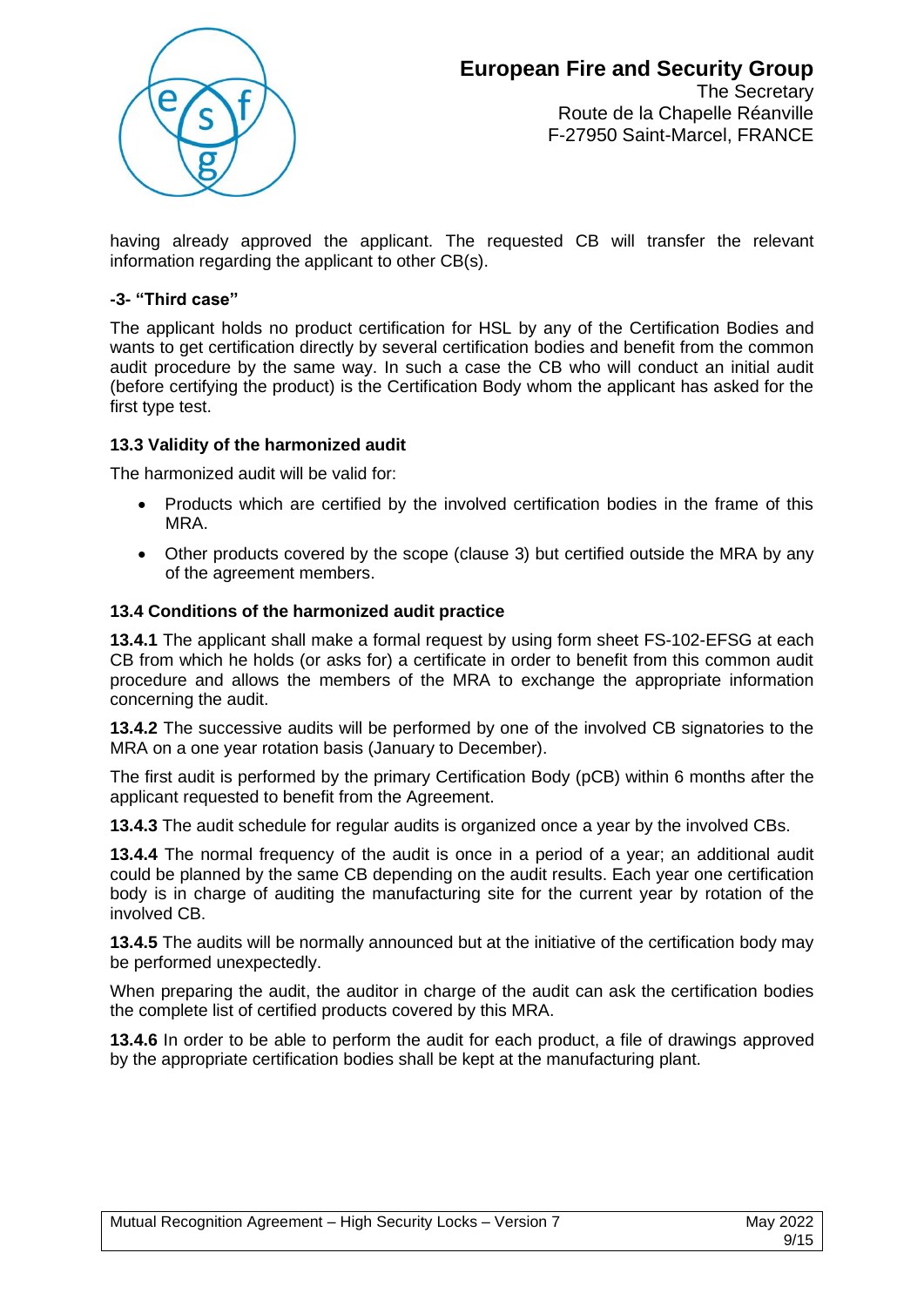having already approved the applicant. The requested CB will transfer the relevant information regarding the applicant to other CB(s).

**-3- "Third case"**

The applicant holds no product certification for HSL by any of the Certification Bodies and wants to get certification directly by several certification bodies and benefit from the common audit procedure by the same way. In such a case the CB who will conduct an initial audit (before certifying the product) is the Certification Body whom the applicant has asked for the first type test.

### 13.3 Validity of the harmonized audit

The harmonized audit will be valid for:

- Products which are certified by the involved certification bodies in the frame of this MRA.
- Other products covered by the scope (clause 3) but certified outside the MRA by any of the agreement members.

### 13.4 Conditions of the harmonized audit practice

**13.4.1** The applicant shall make a formal request by using form sheet FS-102-EFSG at each CB from which he holds (or asks for) a certificate in order to benefit from this common audit procedure and allows the members of the MRA to exchange the appropriate information concerning the audit.

**13.4.2** The successive audits will be performed by one of the involved CB signatories to the MRA on a one year rotation basis (January to December).

The first audit is performed by the primary Certification Body (pCB) within 6 months after the applicant requested to benefit from the Agreement.

**13.4.3** The audit schedule for regular audits is organized once a year by the involved CBs.

**13.4.4** The normal frequency of the audit is once in a period of a year; an additional audit could be planned by the same CB depending on the audit results. Each year one certification body is in charge of auditing the manufacturing site for the current year by rotation of the involved CB.

**13.4.5** The audits will be normally announced but at the initiative of the certification body may be performed unexpectedly.

When preparing the audit, the auditor in charge of the audit can ask the certification bodies the complete list of certified products covered by this MRA.

**13.4.6** In order to be able to perform the audit for each product, a file of drawings approved by the appropriate certification bodies shall be kept at the manufacturing plant.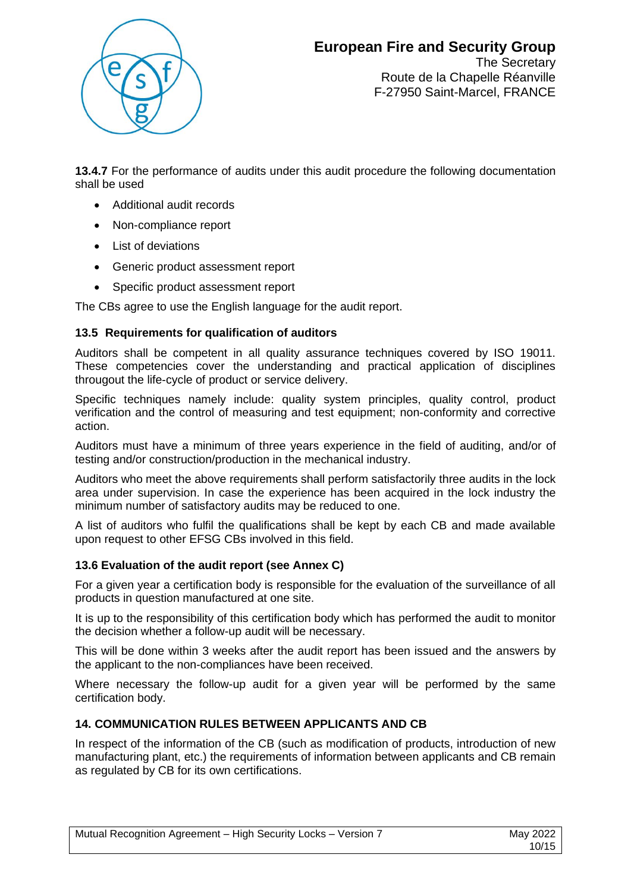**13.4.7** For the performance of audits under this audit procedure the following documentation shall be used

- Additional audit records
- Non-compliance report
- List of deviations
- Generic product assessment report
- Specific product assessment report

The CBs agree to use the English language for the audit report.

### 13.5 Requirements for qualification of auditors

Auditors shall be competent in all quality assurance techniques covered by ISO 19011. These competencies cover the understanding and practical application of disciplines througout the life-cycle of product or service delivery.

Specific techniques namely include: quality system principles, quality control, product verification and the control of measuring and test equipment; non-conformity and corrective action.

Auditors must have a minimum of three years experience in the field of auditing, and/or of testing and/or construction/production in the mechanical industry.

Auditors who meet the above requirements shall perform satisfactorily three audits in the lock area under supervision. In case the experience has been acquired in the lock industry the minimum number of satisfactory audits may be reduced to one.

A list of auditors who fulfil the qualifications shall be kept by each CB and made available upon request to other EFSG CBs involved in this field.

### 13.6 Evaluation of the audit report (see Annex C)

For a given year a certification body is responsible for the evaluation of the surveillance of all products in question manufactured at one site.

It is up to the responsibility of this certification body which has performed the audit to monitor the decision whether a follow-up audit will be necessary.

This will be done within 3 weeks after the audit report has been issued and the answers by the applicant to the non-compliances have been received.

Where necessary the follow-up audit for a given year will be performed by the same certification body.

## 14. COMMUNICATION RULES BETWEEN APPLICANTS AND CB

In respect of the information of the CB (such as modification of products, introduction of new manufacturing plant, etc.) the requirements of information between applicants and CB remain as regulated by CB for its own certifications.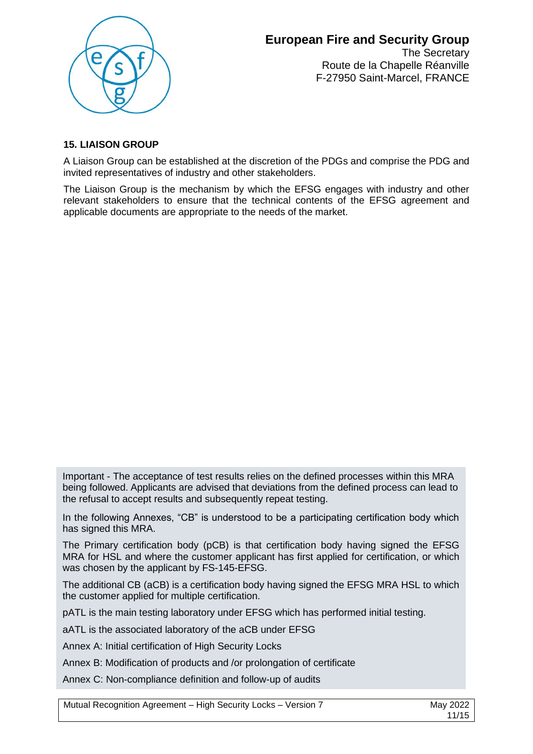## 15. LIAISON GROUP

A Liaison Group can be established at the discretion of the PDGs and comprise the PDG and invited representatives of industry and other stakeholders.

The Liaison Group is the mechanism by which the EFSG engages with industry and other relevant stakeholders to ensure that the technical contents of the EFSG agreement and applicable documents are appropriate to the needs of the market.

Important - The acceptance of test results relies on the defined processes within this MRA being followed. Applicants are advised that deviations from the defined process can lead to the refusal to accept results and subsequently repeat testing.

In the following Annexes, "CB" is understood to be a participating certification body which has signed this MRA.

The Primary certification body (pCB) is that certification body having signed the EFSG MRA for HSL and where the customer applicant has first applied for certification, or which was chosen by the applicant by FS-145-EFSG.

The additional CB (aCB) is a certification body having signed the EFSG MRA HSL to which the customer applied for multiple certification.

pATL is the main testing laboratory under EFSG which has performed initial testing.

aATL is the associated laboratory of the aCB under EFSG

Annex A: Initial certification of High Security Locks

Annex B: Modification of products and /or prolongation of certificate

Annex C: Non-compliance definition and follow-up of audits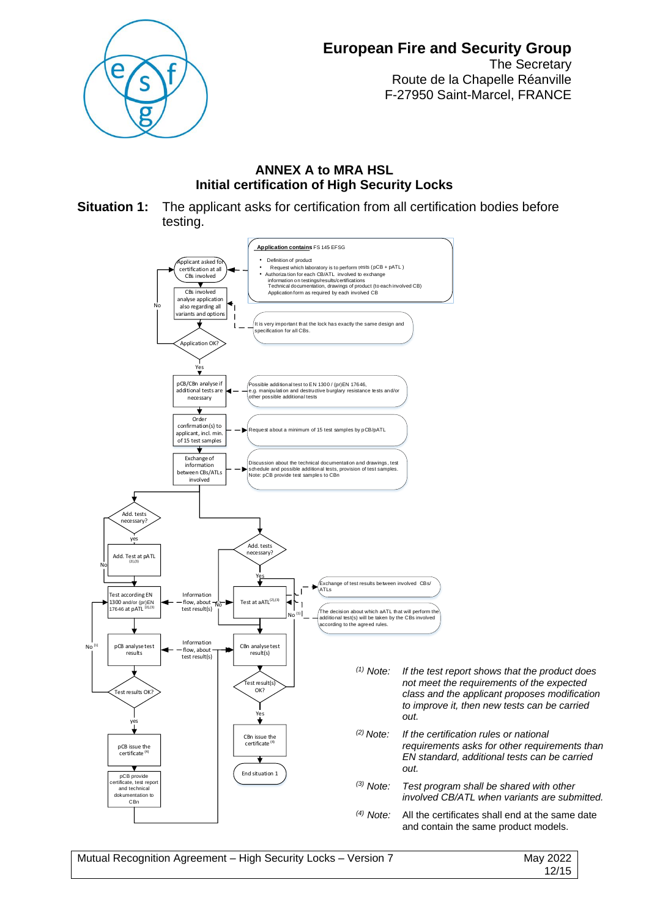European Fire and Security Group
The Secretary
Route de la Chapelle Réanville
F-27950 Saint-Marcel, FRANCE

## ANNEX A to MRA HSL
## Initial certification of High Security Locks

**Situation 1:** The applicant asks for certification from all certification bodies before testing.

**Application contains** FS 145 EFSG
- Definition of product
- Request which laboratory is to perform tests (pCB + pATL)
- Authorization for each CB/ATL involved to exchange information on testings/results/certifications
  Technical documentation, drawings of product (to each involved CB)
  Application form as required by each involved CB

Applicant asked for certification at all CBs involved

CBs involved analyse application also regarding all variants and options

It is very important that the lock has exactly the same design and specification for all CBs.

Application OK? (No → back to applicant; Yes → next)

pCB/CBn analyse if additional tests are necessary

Possible additional test to EN 1300 / (pr)EN 17646, e.g. manipulation and destructive burglary resistance tests and/or other possible additional tests

Order confirmation(s) to applicant, incl. min. of 15 test samples

Request about a minimum of 15 test samples by pCB/pATL

Exchange of information between CBs/ATLs involved

Discussion about the technical documentation and drawings, test schedule and possible additional tests, provision of test samples.
Note: pCB provide test samples to CBn

Add. tests necessary? (pCB branch: yes → Add. Test at pATL (2),(3); No → Test according EN 1300 and/or (pr)EN 17646 at pATL (2),(3))

Add. tests necessary? (CBn branch: Yes → Test at aATL (2),(3); No → Information flow, about test result(s))

Information flow, about test result(s)

Exchange of test results between involved CBs/ATLs

The decision about which aATL that will perform the additional test(s) will be taken by the CBs involved according to the agreed rules.

pCB analyse test results — Information flow, about test result(s) — CBn analyse test result(s)

Test results OK? (No (1) → back to test; yes → pCB issue the certificate (4))

Test result(s) OK? (No (1) → back to test; Yes → CBn issue the certificate (4))

pCB provide certificate, test report and technical dokumentation to CBn

End situation 1

(1) Note: *If the test report shows that the product does not meet the requirements of the expected class and the applicant proposes modification to improve it, then new tests can be carried out.*

(2) Note: *If the certification rules or national requirements asks for other requirements than EN standard, additional tests can be carried out.*

(3) Note: *Test program shall be shared with other involved CB/ATL when variants are submitted.*

(4) Note: All the certificates shall end at the same date and contain the same product models.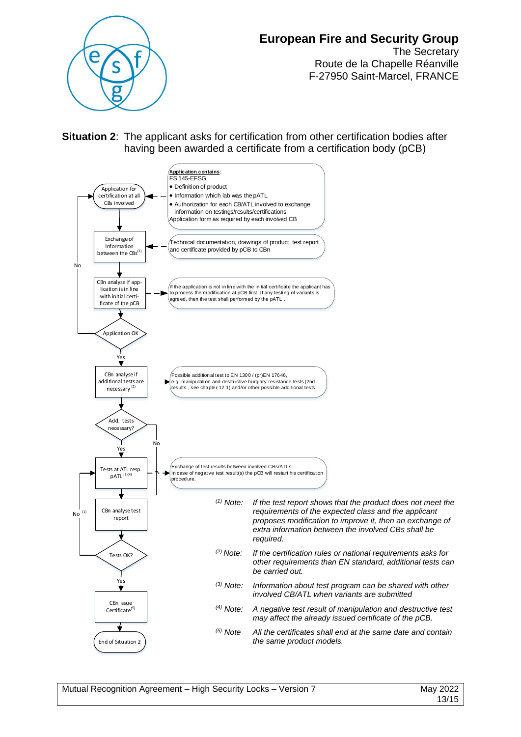**Situation 2**: The applicant asks for certification from other certification bodies after having been awarded a certificate from a certification body (pCB)

Application for certification at all CBs involved

<u>**Application contains**</u>:
FS 145-EFSG
- Definition of product
- Information which lab was the pATL
- Authorization for each CB/ATL involved to exchange information on testings/results/certifications

Application form as required by each involved CB

Exchange of Information between the CBs[3]

Technical documentation, drawings of product, test report and certificate provided by pCB to CBn

CBn analyse if application is in line with initial certificate of the pCB

If the application is not in line with the initial certificate the applicant has to process the modification at pCB first. If any testing of variants is agreed, then the test shall performed by the pATL .

Application OK — No / Yes

CBn analyse if additional tests are necessary [2]

Possible additional test to EN 1300 / (pr)EN 17646, e.g. manipulation and destructive burglary resistance tests (2nd results , see chapter 12.1) and/or other possible additional tests

Add. tests necessary? — Yes / No

Tests at ATL resp. pATL [2][4]

Exchange of test results between involved CBs/ATLs. In case of negative test result(s) the pCB will restart his certification procedure.

CBn analyse test report

Tests OK? — No [1] / Yes

CBn issue Certificate[5]

End of Situation 2

[1] *Note:* *If the test report shows that the product does not meet the requirements of the expected class and the applicant proposes modification to improve it, then an exchange of extra information between the involved CBs shall be required.*

[2] *Note:* *If the certification rules or national requirements asks for other requirements than EN standard, additional tests can be carried out.*

[3] *Note:* *Information about test program can be shared with other involved CB/ATL when variants are submitted*

[4] *Note:* *A negative test result of manipulation and destructive test may affect the already issued certificate of the pCB.*

[5] *Note* *All the certificates shall end at the same date and contain the same product models.*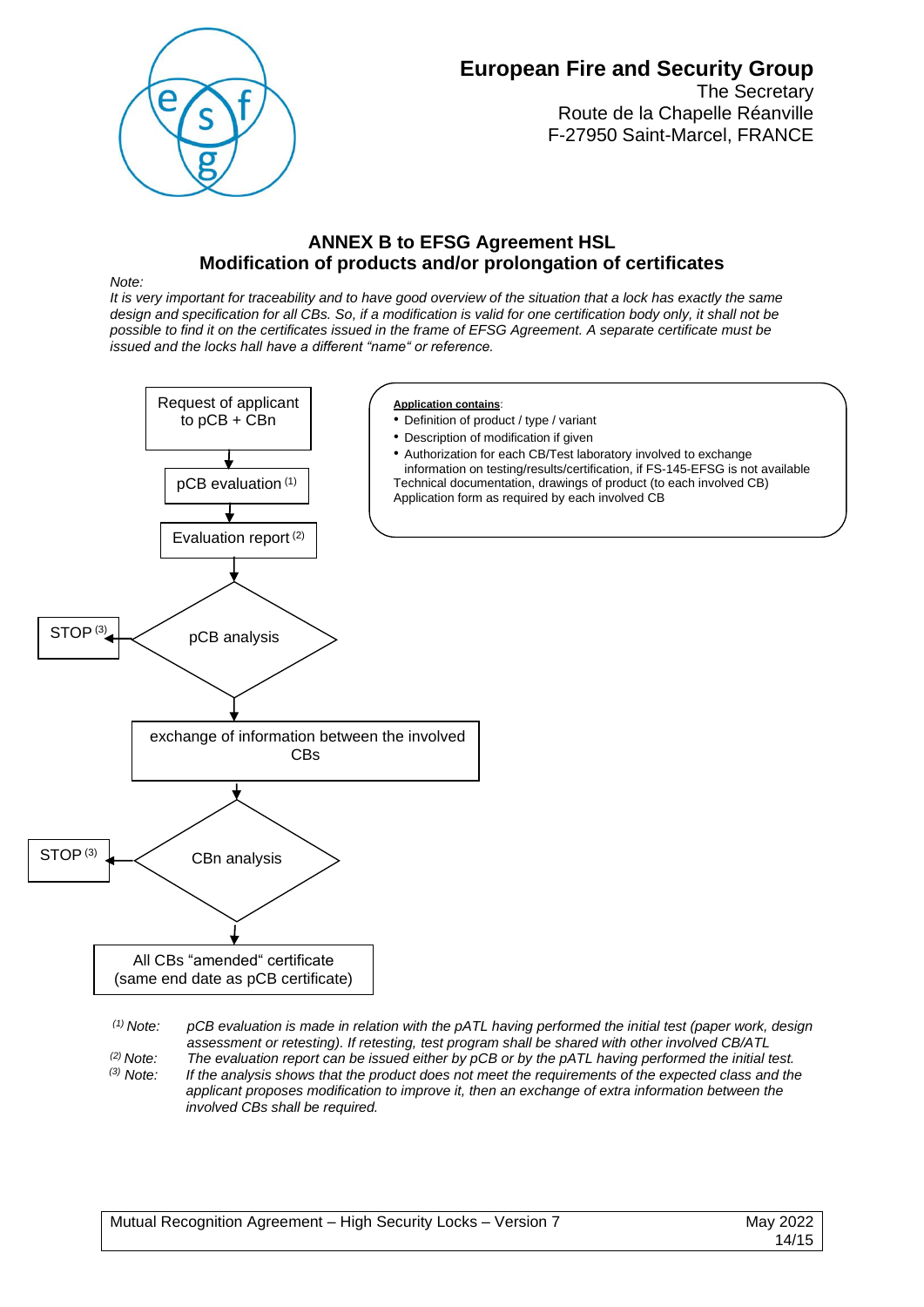**European Fire and Security Group**
The Secretary
Route de la Chapelle Réanville
F-27950 Saint-Marcel, FRANCE

## ANNEX B to EFSG Agreement HSL
## Modification of products and/or prolongation of certificates

*Note:*
*It is very important for traceability and to have good overview of the situation that a lock has exactly the same design and specification for all CBs. So, if a modification is valid for one certification body only, it shall not be possible to find it on the certificates issued in the frame of EFSG Agreement. A separate certificate must be issued and the locks hall have a different "name" or reference.*

Request of applicant to pCB + CBn

↓

pCB evaluation (1)

↓

Evaluation report (2)

↓

pCB analysis → STOP (3)

↓

exchange of information between the involved CBs

↓

CBn analysis → STOP (3)

↓

All CBs "amended" certificate (same end date as pCB certificate)

**Application contains**:

- Definition of product / type / variant
- Description of modification if given
- Authorization for each CB/Test laboratory involved to exchange information on testing/results/certification, if FS-145-EFSG is not available

Technical documentation, drawings of product (to each involved CB)
Application form as required by each involved CB

*(1) Note:* *pCB evaluation is made in relation with the pATL having performed the initial test (paper work, design assessment or retesting). If retesting, test program shall be shared with other involved CB/ATL*

*(2) Note:* *The evaluation report can be issued either by pCB or by the pATL having performed the initial test.*

*(3) Note:* *If the analysis shows that the product does not meet the requirements of the expected class and the applicant proposes modification to improve it, then an exchange of extra information between the involved CBs shall be required.*

Mutual Recognition Agreement – High Security Locks – Version 7 May 2022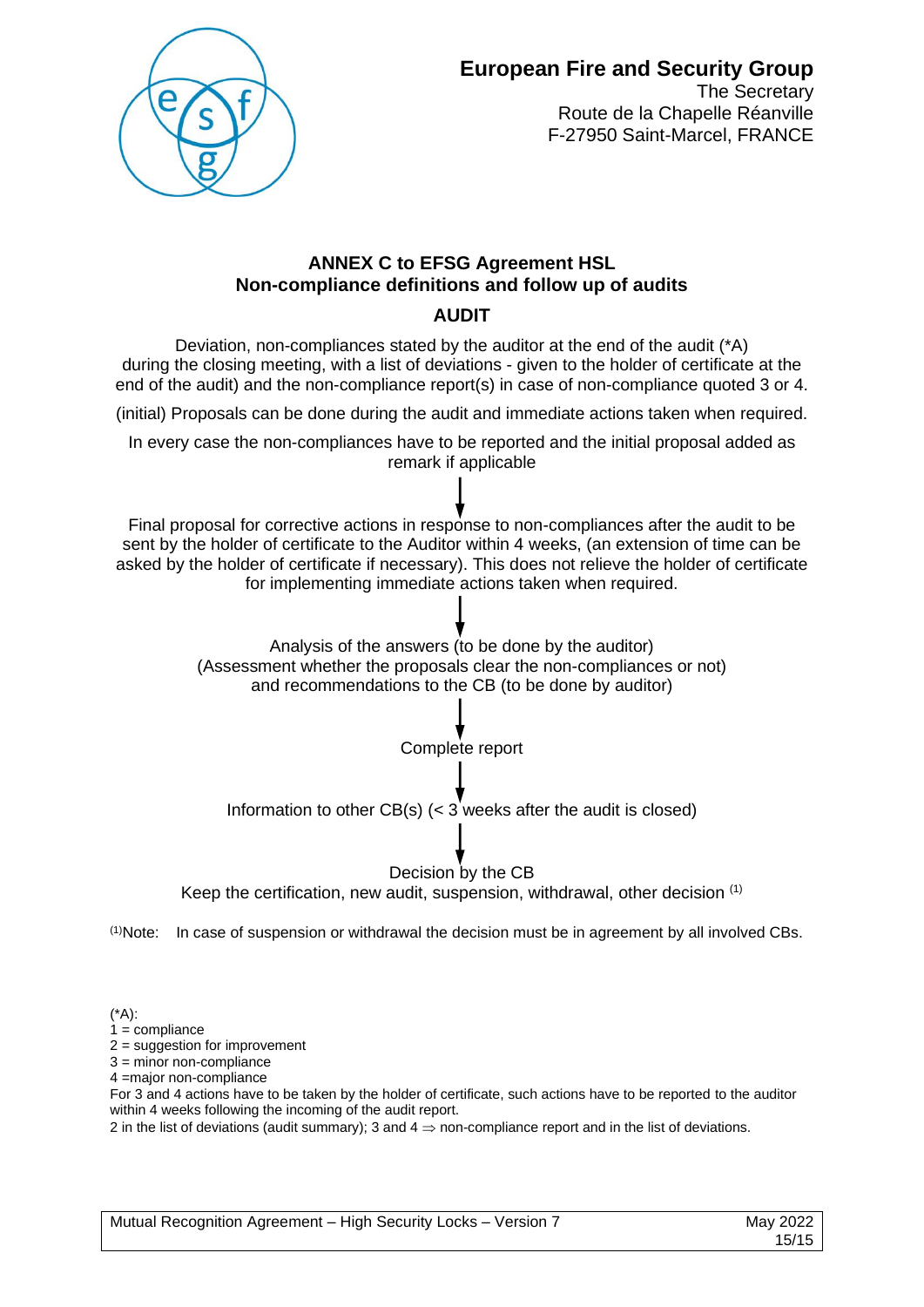**European Fire and Security Group**
The Secretary
Route de la Chapelle Réanville
F-27950 Saint-Marcel, FRANCE

## ANNEX C to EFSG Agreement HSL
## Non-compliance definitions and follow up of audits

### AUDIT

Deviation, non-compliances stated by the auditor at the end of the audit (*A) during the closing meeting, with a list of deviations - given to the holder of certificate at the end of the audit) and the non-compliance report(s) in case of non-compliance quoted 3 or 4.

(initial) Proposals can be done during the audit and immediate actions taken when required.

In every case the non-compliances have to be reported and the initial proposal added as remark if applicable

↓

Final proposal for corrective actions in response to non-compliances after the audit to be sent by the holder of certificate to the Auditor within 4 weeks, (an extension of time can be asked by the holder of certificate if necessary). This does not relieve the holder of certificate for implementing immediate actions taken when required.

↓

Analysis of the answers (to be done by the auditor)
(Assessment whether the proposals clear the non-compliances or not)
and recommendations to the CB (to be done by auditor)

↓

Complete report

↓

Information to other CB(s) (< 3 weeks after the audit is closed)

↓

Decision by the CB
Keep the certification, new audit, suspension, withdrawal, other decision [(1)]

[(1)]Note: In case of suspension or withdrawal the decision must be in agreement by all involved CBs.

(*A):
1 = compliance
2 = suggestion for improvement
3 = minor non-compliance
4 =major non-compliance
For 3 and 4 actions have to be taken by the holder of certificate, such actions have to be reported to the auditor within 4 weeks following the incoming of the audit report.
2 in the list of deviations (audit summary); 3 and 4 ⇒ non-compliance report and in the list of deviations.

Mutual Recognition Agreement – High Security Locks – Version 7 May 2022